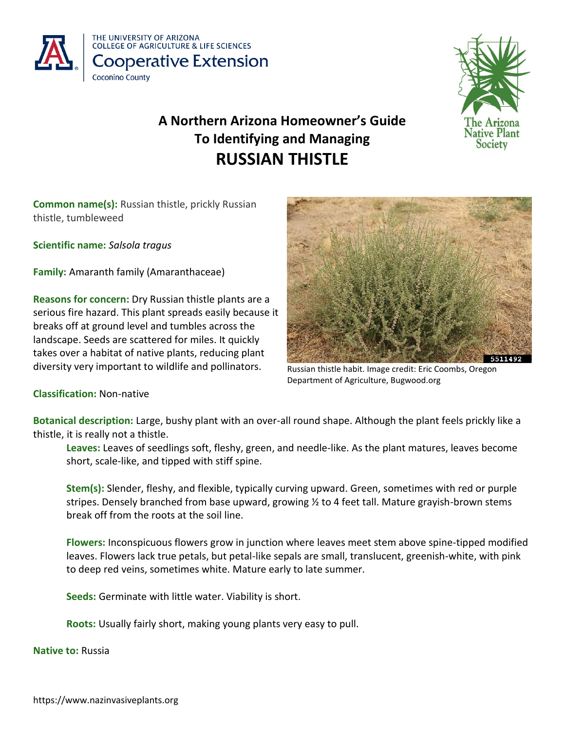THE UNIVERSITY OF ARIZONA
COLLEGE OF AGRICULTURE & LIFE SCIENCES
Cooperative Extension
Coconino County

The Arizona Native Plant Society

# A Northern Arizona Homeowner's Guide To Identifying and Managing RUSSIAN THISTLE

**Common name(s):** Russian thistle, prickly Russian thistle, tumbleweed

**Scientific name:** *Salsola tragus*

**Family:** Amaranth family (Amaranthaceae)

**Reasons for concern:** Dry Russian thistle plants are a serious fire hazard. This plant spreads easily because it breaks off at ground level and tumbles across the landscape. Seeds are scattered for miles. It quickly takes over a habitat of native plants, reducing plant diversity very important to wildlife and pollinators.

Russian thistle habit. Image credit: Eric Coombs, Oregon Department of Agriculture, Bugwood.org

**Classification:** Non-native

**Botanical description:** Large, bushy plant with an over-all round shape. Although the plant feels prickly like a thistle, it is really not a thistle.

**Leaves:** Leaves of seedlings soft, fleshy, green, and needle-like. As the plant matures, leaves become short, scale-like, and tipped with stiff spine.

**Stem(s):** Slender, fleshy, and flexible, typically curving upward. Green, sometimes with red or purple stripes. Densely branched from base upward, growing ½ to 4 feet tall. Mature grayish-brown stems break off from the roots at the soil line.

**Flowers:** Inconspicuous flowers grow in junction where leaves meet stem above spine-tipped modified leaves. Flowers lack true petals, but petal-like sepals are small, translucent, greenish-white, with pink to deep red veins, sometimes white. Mature early to late summer.

**Seeds:** Germinate with little water. Viability is short.

**Roots:** Usually fairly short, making young plants very easy to pull.

**Native to:** Russia

https://www.nazinvasiveplants.org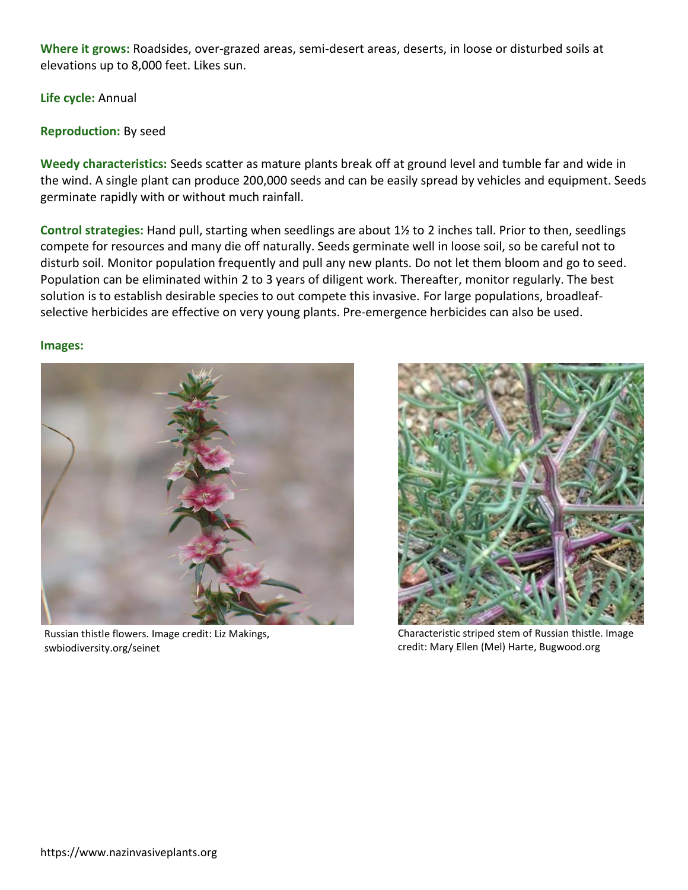**Where it grows:** Roadsides, over-grazed areas, semi-desert areas, deserts, in loose or disturbed soils at elevations up to 8,000 feet. Likes sun.

**Life cycle:** Annual

**Reproduction:** By seed

**Weedy characteristics:** Seeds scatter as mature plants break off at ground level and tumble far and wide in the wind. A single plant can produce 200,000 seeds and can be easily spread by vehicles and equipment. Seeds germinate rapidly with or without much rainfall.

**Control strategies:** Hand pull, starting when seedlings are about 1½ to 2 inches tall. Prior to then, seedlings compete for resources and many die off naturally. Seeds germinate well in loose soil, so be careful not to disturb soil. Monitor population frequently and pull any new plants. Do not let them bloom and go to seed. Population can be eliminated within 2 to 3 years of diligent work. Thereafter, monitor regularly. The best solution is to establish desirable species to out compete this invasive. For large populations, broadleaf-selective herbicides are effective on very young plants. Pre-emergence herbicides can also be used.

**Images:**

Russian thistle flowers. Image credit: Liz Makings, swbiodiversity.org/seinet

Characteristic striped stem of Russian thistle. Image credit: Mary Ellen (Mel) Harte, Bugwood.org

https://www.nazinvasiveplants.org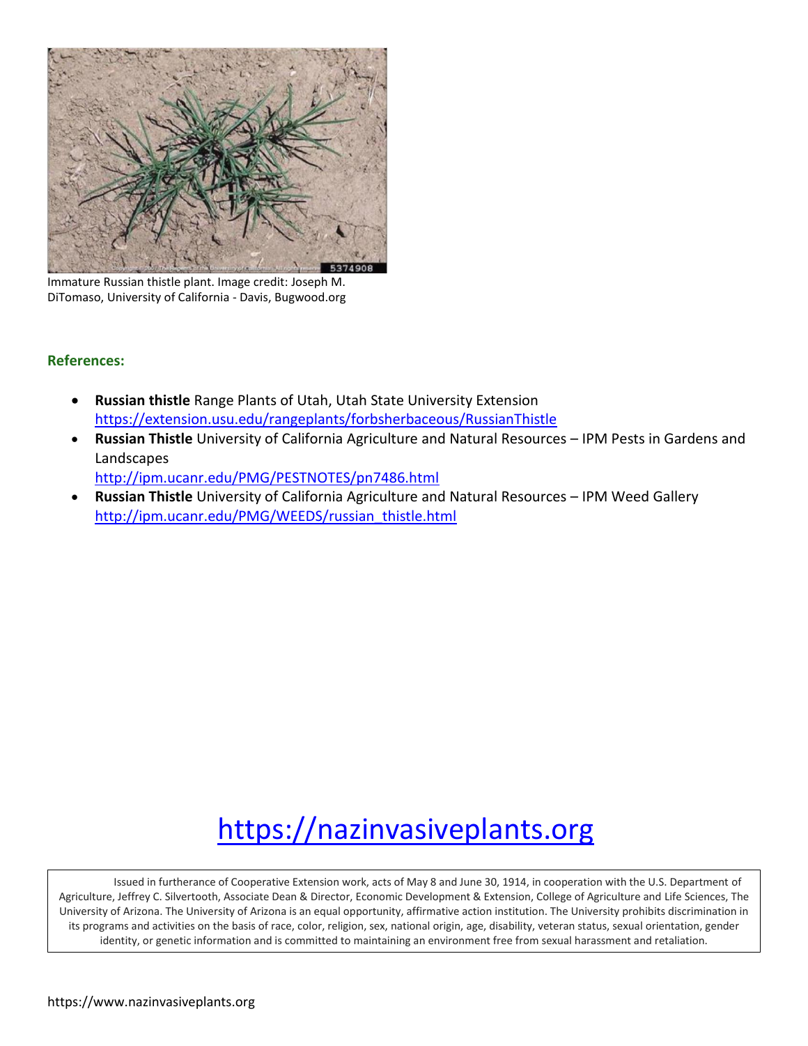Immature Russian thistle plant. Image credit: Joseph M. DiTomaso, University of California - Davis, Bugwood.org

### References:

- **Russian thistle** Range Plants of Utah, Utah State University Extension
  https://extension.usu.edu/rangeplants/forbsherbaceous/RussianThistle
- **Russian Thistle** University of California Agriculture and Natural Resources – IPM Pests in Gardens and Landscapes
  http://ipm.ucanr.edu/PMG/PESTNOTES/pn7486.html
- **Russian Thistle** University of California Agriculture and Natural Resources – IPM Weed Gallery
  http://ipm.ucanr.edu/PMG/WEEDS/russian_thistle.html

# https://nazinvasiveplants.org

Issued in furtherance of Cooperative Extension work, acts of May 8 and June 30, 1914, in cooperation with the U.S. Department of Agriculture, Jeffrey C. Silvertooth, Associate Dean & Director, Economic Development & Extension, College of Agriculture and Life Sciences, The University of Arizona. The University of Arizona is an equal opportunity, affirmative action institution. The University prohibits discrimination in its programs and activities on the basis of race, color, religion, sex, national origin, age, disability, veteran status, sexual orientation, gender identity, or genetic information and is committed to maintaining an environment free from sexual harassment and retaliation.